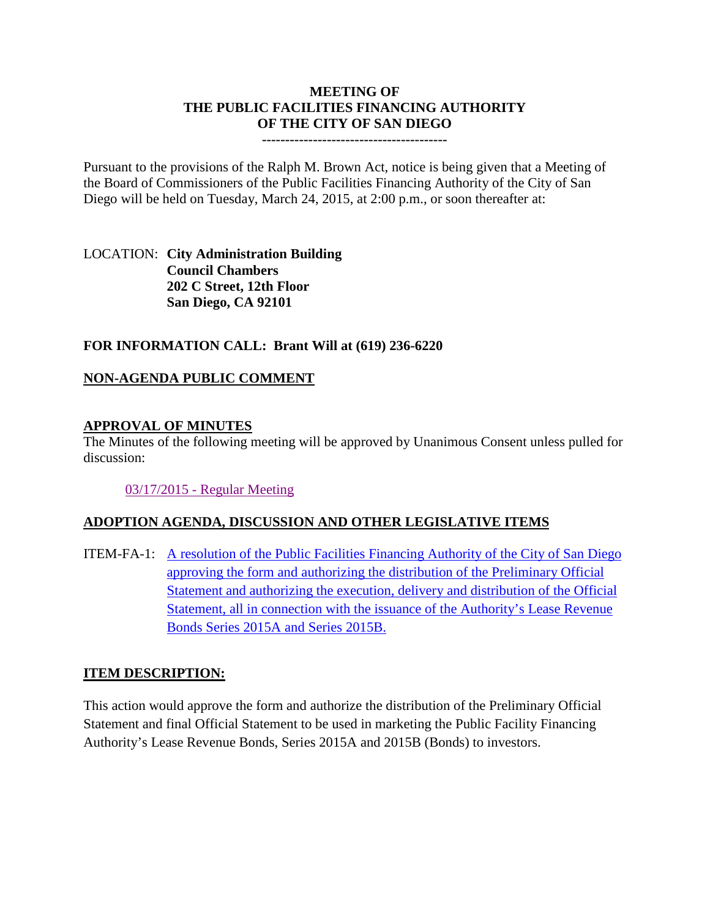# MEETING OF THE PUBLIC FACILITIES FINANCING AUTHORITY OF THE CITY OF SAN DIEGO

----------------------------------------

Pursuant to the provisions of the Ralph M. Brown Act, notice is being given that a Meeting of the Board of Commissioners of the Public Facilities Financing Authority of the City of San Diego will be held on Tuesday, March 24, 2015, at 2:00 p.m., or soon thereafter at:

LOCATION: **City Administration Building**
**Council Chambers**
**202 C Street, 12th Floor**
**San Diego, CA 92101**

**FOR INFORMATION CALL: Brant Will at (619) 236-6220**

## NON-AGENDA PUBLIC COMMENT

## APPROVAL OF MINUTES

The Minutes of the following meeting will be approved by Unanimous Consent unless pulled for discussion:

03/17/2015 - Regular Meeting

## ADOPTION AGENDA, DISCUSSION AND OTHER LEGISLATIVE ITEMS

ITEM-FA-1: A resolution of the Public Facilities Financing Authority of the City of San Diego approving the form and authorizing the distribution of the Preliminary Official Statement and authorizing the execution, delivery and distribution of the Official Statement, all in connection with the issuance of the Authority's Lease Revenue Bonds Series 2015A and Series 2015B.

## ITEM DESCRIPTION:

This action would approve the form and authorize the distribution of the Preliminary Official Statement and final Official Statement to be used in marketing the Public Facility Financing Authority's Lease Revenue Bonds, Series 2015A and 2015B (Bonds) to investors.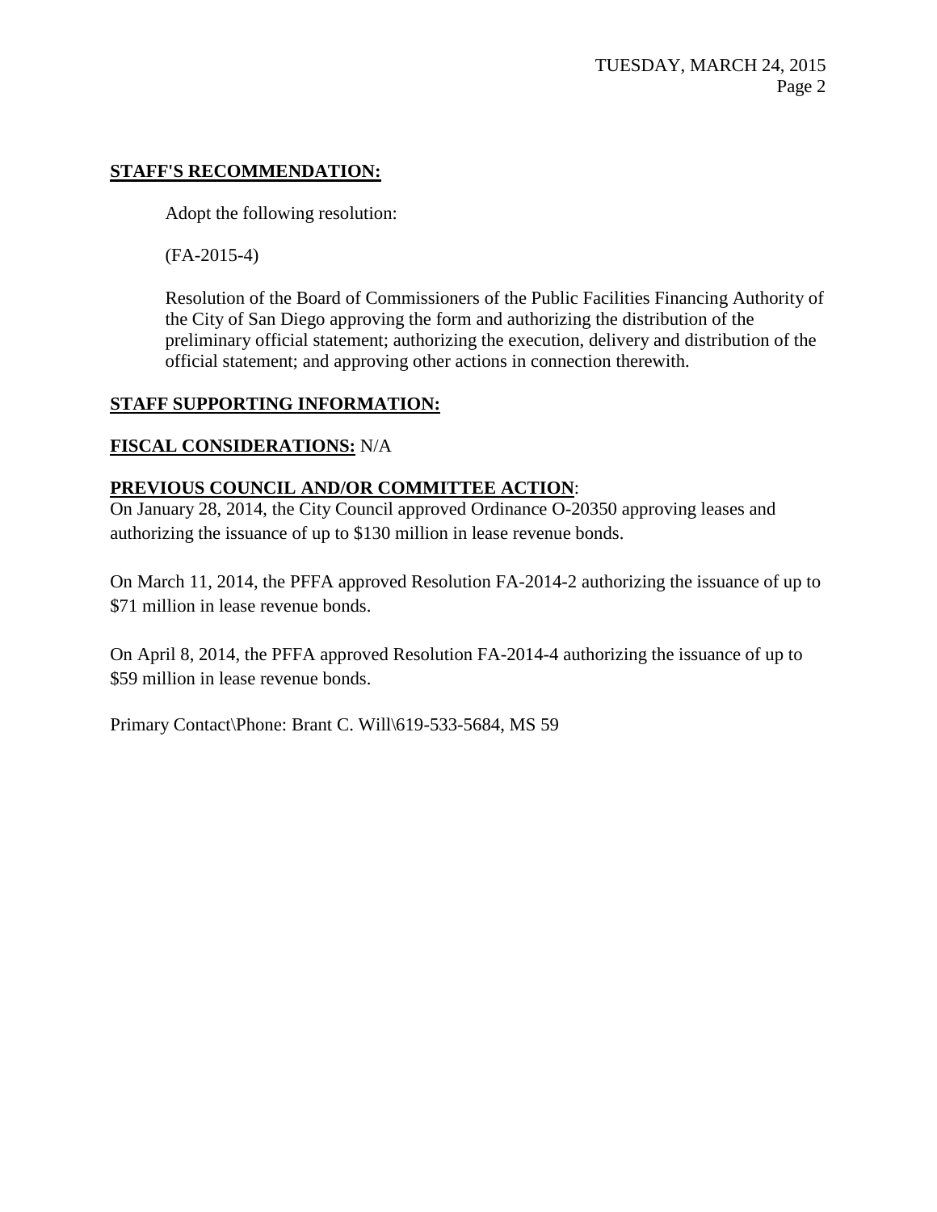**STAFF'S RECOMMENDATION:**

Adopt the following resolution:

(FA-2015-4)

Resolution of the Board of Commissioners of the Public Facilities Financing Authority of the City of San Diego approving the form and authorizing the distribution of the preliminary official statement; authorizing the execution, delivery and distribution of the official statement; and approving other actions in connection therewith.

**STAFF SUPPORTING INFORMATION:**

**FISCAL CONSIDERATIONS:** N/A

**PREVIOUS COUNCIL AND/OR COMMITTEE ACTION**:

On January 28, 2014, the City Council approved Ordinance O-20350 approving leases and authorizing the issuance of up to $130 million in lease revenue bonds.

On March 11, 2014, the PFFA approved Resolution FA-2014-2 authorizing the issuance of up to $71 million in lease revenue bonds.

On April 8, 2014, the PFFA approved Resolution FA-2014-4 authorizing the issuance of up to $59 million in lease revenue bonds.

Primary Contact\Phone: Brant C. Will\619-533-5684, MS 59